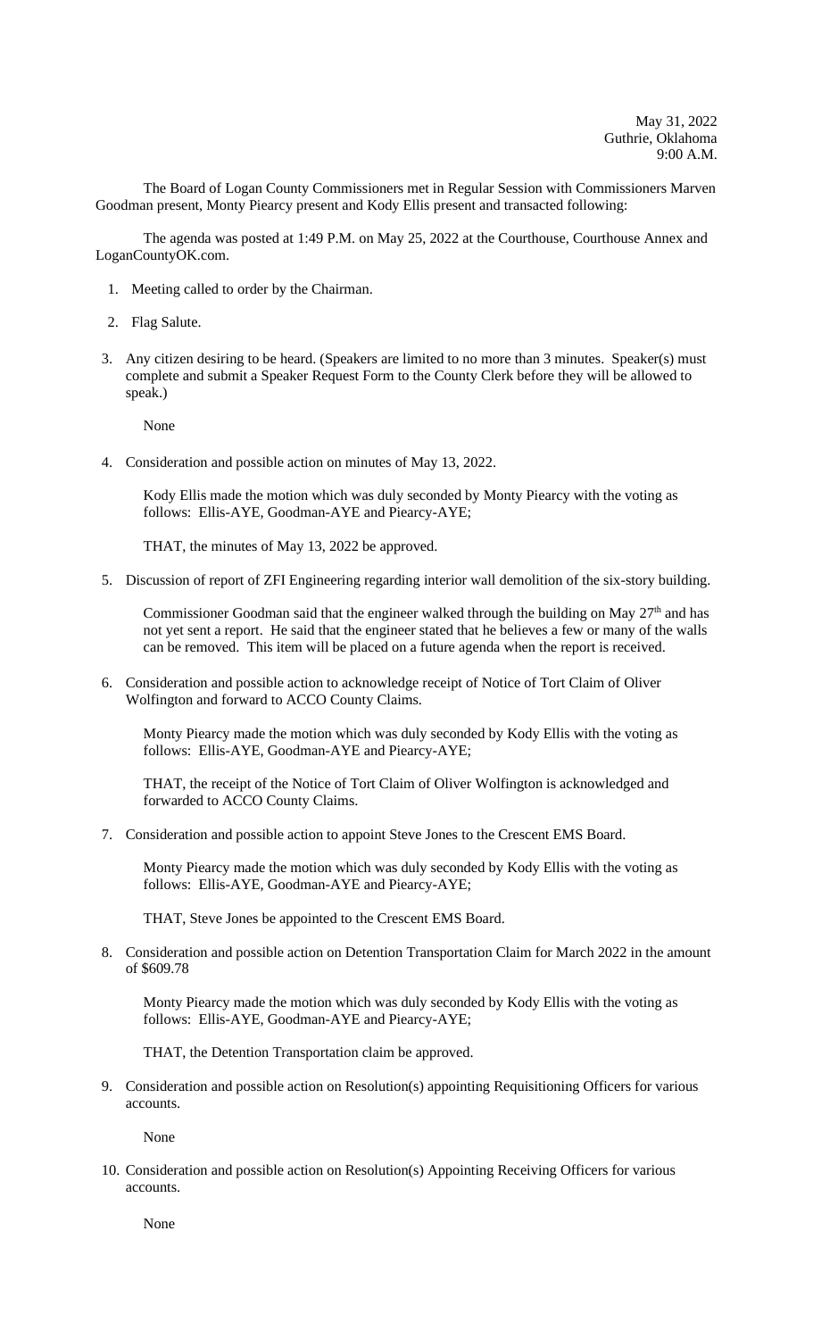May 31, 2022
Guthrie, Oklahoma
9:00 A.M.

The Board of Logan County Commissioners met in Regular Session with Commissioners Marven Goodman present, Monty Piearcy present and Kody Ellis present and transacted following:

The agenda was posted at 1:49 P.M. on May 25, 2022 at the Courthouse, Courthouse Annex and LoganCountyOK.com.

1. Meeting called to order by the Chairman.

2. Flag Salute.

3. Any citizen desiring to be heard. (Speakers are limited to no more than 3 minutes. Speaker(s) must complete and submit a Speaker Request Form to the County Clerk before they will be allowed to speak.)

   None

4. Consideration and possible action on minutes of May 13, 2022.

   Kody Ellis made the motion which was duly seconded by Monty Piearcy with the voting as follows: Ellis-AYE, Goodman-AYE and Piearcy-AYE;

   THAT, the minutes of May 13, 2022 be approved.

5. Discussion of report of ZFI Engineering regarding interior wall demolition of the six-story building.

   Commissioner Goodman said that the engineer walked through the building on May 27th and has not yet sent a report. He said that the engineer stated that he believes a few or many of the walls can be removed. This item will be placed on a future agenda when the report is received.

6. Consideration and possible action to acknowledge receipt of Notice of Tort Claim of Oliver Wolfington and forward to ACCO County Claims.

   Monty Piearcy made the motion which was duly seconded by Kody Ellis with the voting as follows: Ellis-AYE, Goodman-AYE and Piearcy-AYE;

   THAT, the receipt of the Notice of Tort Claim of Oliver Wolfington is acknowledged and forwarded to ACCO County Claims.

7. Consideration and possible action to appoint Steve Jones to the Crescent EMS Board.

   Monty Piearcy made the motion which was duly seconded by Kody Ellis with the voting as follows: Ellis-AYE, Goodman-AYE and Piearcy-AYE;

   THAT, Steve Jones be appointed to the Crescent EMS Board.

8. Consideration and possible action on Detention Transportation Claim for March 2022 in the amount of $609.78

   Monty Piearcy made the motion which was duly seconded by Kody Ellis with the voting as follows: Ellis-AYE, Goodman-AYE and Piearcy-AYE;

   THAT, the Detention Transportation claim be approved.

9. Consideration and possible action on Resolution(s) appointing Requisitioning Officers for various accounts.

   None

10. Consideration and possible action on Resolution(s) Appointing Receiving Officers for various accounts.

    None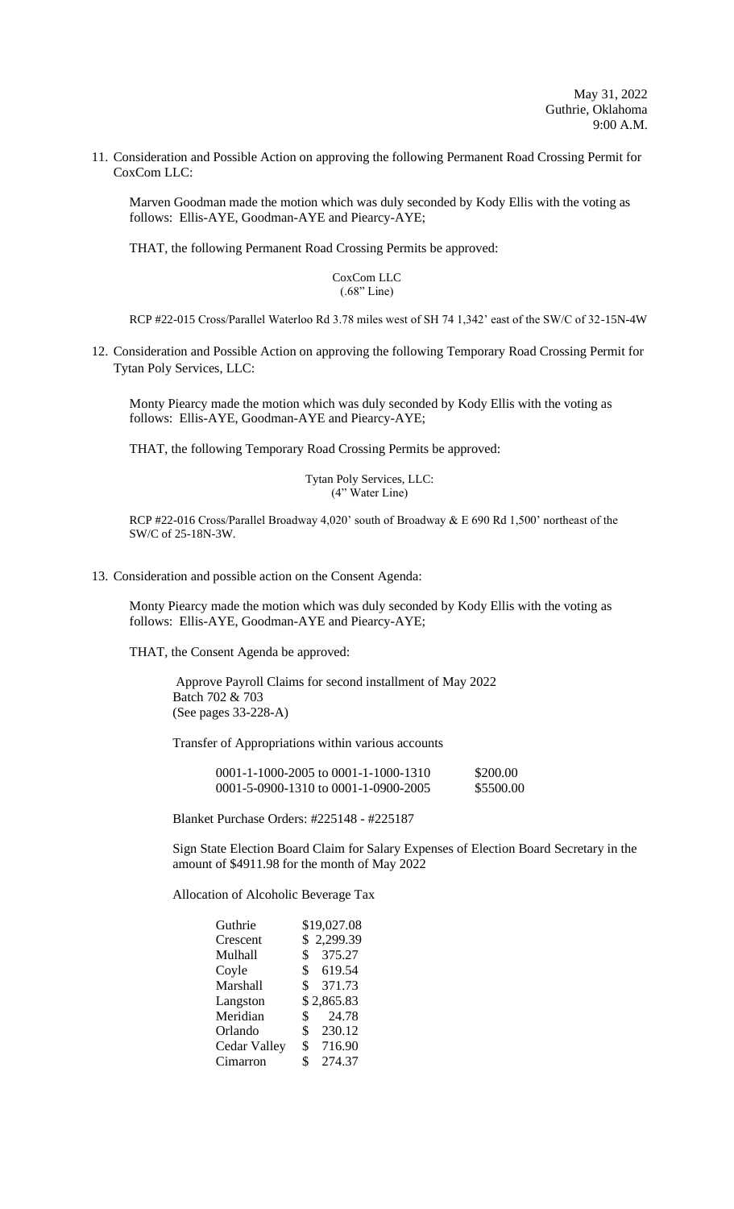May 31, 2022
Guthrie, Oklahoma
9:00 A.M.

11. Consideration and Possible Action on approving the following Permanent Road Crossing Permit for CoxCom LLC:

    Marven Goodman made the motion which was duly seconded by Kody Ellis with the voting as follows: Ellis-AYE, Goodman-AYE and Piearcy-AYE;

    THAT, the following Permanent Road Crossing Permits be approved:

    CoxCom LLC
    (.68" Line)

    RCP #22-015 Cross/Parallel Waterloo Rd 3.78 miles west of SH 74 1,342' east of the SW/C of 32-15N-4W

12. Consideration and Possible Action on approving the following Temporary Road Crossing Permit for Tytan Poly Services, LLC:

    Monty Piearcy made the motion which was duly seconded by Kody Ellis with the voting as follows: Ellis-AYE, Goodman-AYE and Piearcy-AYE;

    THAT, the following Temporary Road Crossing Permits be approved:

    Tytan Poly Services, LLC:
    (4" Water Line)

    RCP #22-016 Cross/Parallel Broadway 4,020' south of Broadway & E 690 Rd 1,500' northeast of the SW/C of 25-18N-3W.

13. Consideration and possible action on the Consent Agenda:

    Monty Piearcy made the motion which was duly seconded by Kody Ellis with the voting as follows: Ellis-AYE, Goodman-AYE and Piearcy-AYE;

    THAT, the Consent Agenda be approved:

    Approve Payroll Claims for second installment of May 2022
    Batch 702 & 703
    (See pages 33-228-A)

    Transfer of Appropriations within various accounts

    | | |
    |---|---|
    | 0001-1-1000-2005 to 0001-1-1000-1310 | \$200.00 |
    | 0001-5-0900-1310 to 0001-1-0900-2005 | \$5500.00 |

    Blanket Purchase Orders: #225148 - #225187

    Sign State Election Board Claim for Salary Expenses of Election Board Secretary in the amount of \$4911.98 for the month of May 2022

    Allocation of Alcoholic Beverage Tax

    | | |
    |---|---|
    | Guthrie | \$19,027.08 |
    | Crescent | \$ 2,299.39 |
    | Mulhall | \$ 375.27 |
    | Coyle | \$ 619.54 |
    | Marshall | \$ 371.73 |
    | Langston | \$ 2,865.83 |
    | Meridian | \$ 24.78 |
    | Orlando | \$ 230.12 |
    | Cedar Valley | \$ 716.90 |
    | Cimarron | \$ 274.37 |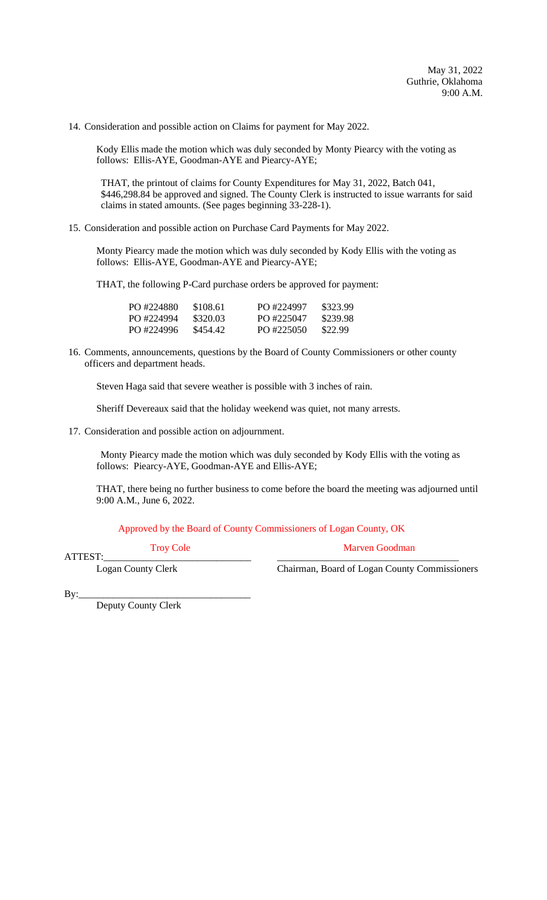May 31, 2022
Guthrie, Oklahoma
9:00 A.M.

14. Consideration and possible action on Claims for payment for May 2022.

    Kody Ellis made the motion which was duly seconded by Monty Piearcy with the voting as follows: Ellis-AYE, Goodman-AYE and Piearcy-AYE;

    THAT, the printout of claims for County Expenditures for May 31, 2022, Batch 041, $446,298.84 be approved and signed. The County Clerk is instructed to issue warrants for said claims in stated amounts. (See pages beginning 33-228-1).

15. Consideration and possible action on Purchase Card Payments for May 2022.

    Monty Piearcy made the motion which was duly seconded by Kody Ellis with the voting as follows: Ellis-AYE, Goodman-AYE and Piearcy-AYE;

    THAT, the following P-Card purchase orders be approved for payment:

| | | | |
|---|---|---|---|
| PO #224880 | $108.61 | PO #224997 | $323.99 |
| PO #224994 | $320.03 | PO #225047 | $239.98 |
| PO #224996 | $454.42 | PO #225050 | $22.99 |

16. Comments, announcements, questions by the Board of County Commissioners or other county officers and department heads.

    Steven Haga said that severe weather is possible with 3 inches of rain.

    Sheriff Devereaux said that the holiday weekend was quiet, not many arrests.

17. Consideration and possible action on adjournment.

    Monty Piearcy made the motion which was duly seconded by Kody Ellis with the voting as follows: Piearcy-AYE, Goodman-AYE and Ellis-AYE;

    THAT, there being no further business to come before the board the meeting was adjourned until 9:00 A.M., June 6, 2022.

Approved by the Board of County Commissioners of Logan County, OK

ATTEST: Troy Cole
Logan County Clerk

Marven Goodman
Chairman, Board of Logan County Commissioners

By:\_\_\_\_\_\_\_\_\_\_\_\_\_\_\_\_\_\_\_\_\_\_\_\_\_\_\_\_\_\_
Deputy County Clerk